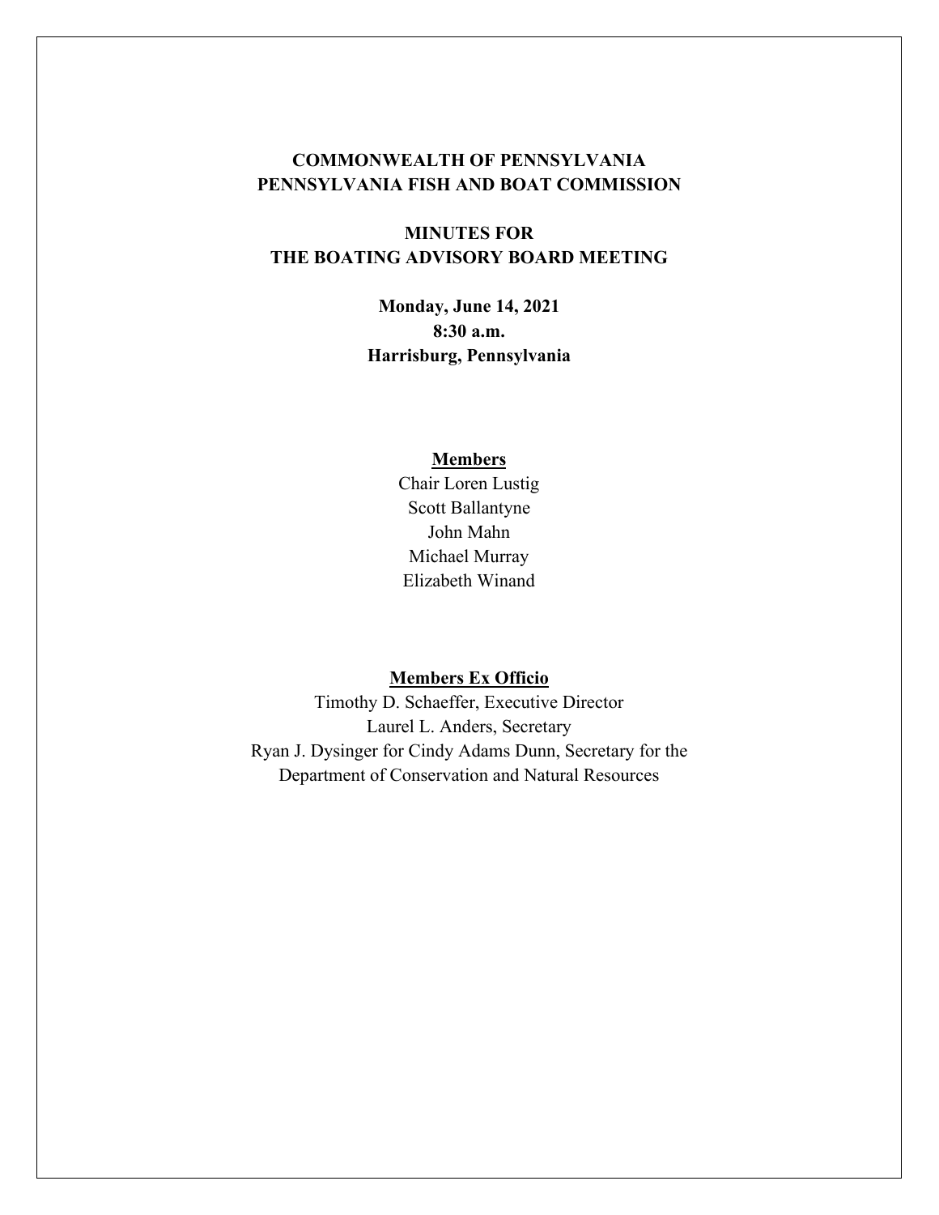# COMMONWEALTH OF PENNSYLVANIA
# PENNSYLVANIA FISH AND BOAT COMMISSION

## MINUTES FOR
## THE BOATING ADVISORY BOARD MEETING

**Monday, June 14, 2021**
**8:30 a.m.**
**Harrisburg, Pennsylvania**

**Members**

Chair Loren Lustig
Scott Ballantyne
John Mahn
Michael Murray
Elizabeth Winand

**Members Ex Officio**

Timothy D. Schaeffer, Executive Director
Laurel L. Anders, Secretary
Ryan J. Dysinger for Cindy Adams Dunn, Secretary for the Department of Conservation and Natural Resources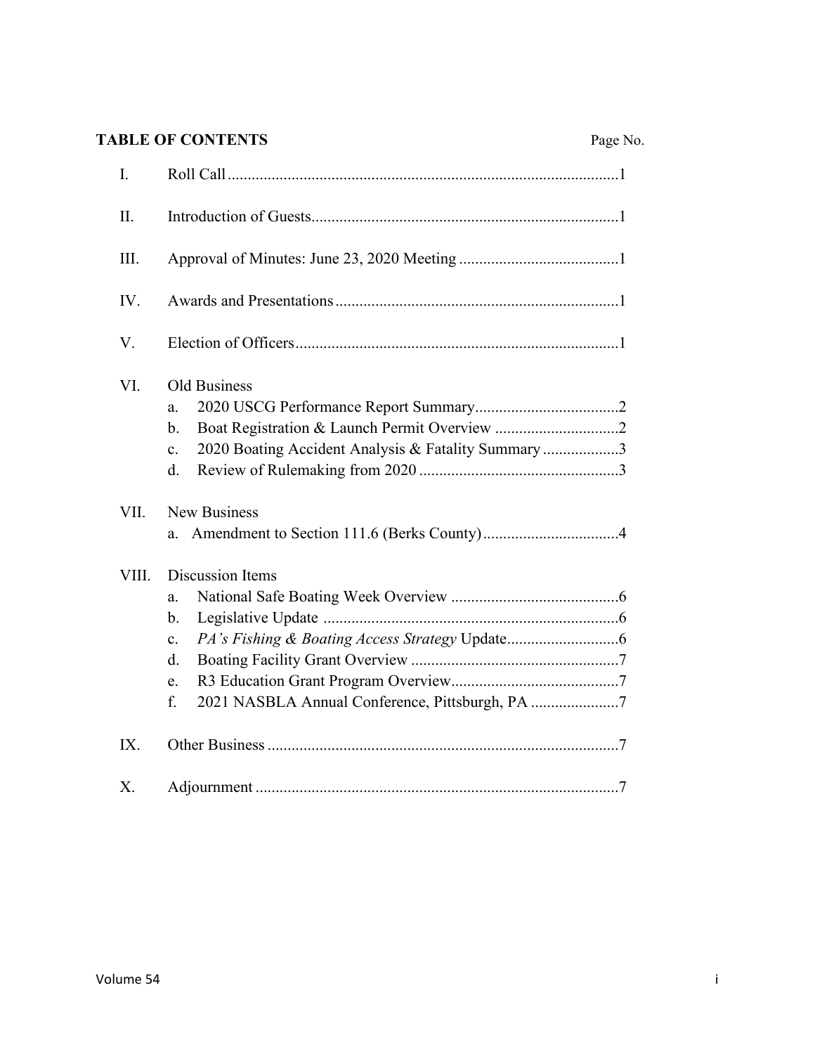## TABLE OF CONTENTS

| | | Page No. |
|---|---|---|
| I. | Roll Call | 1 |
| II. | Introduction of Guests | 1 |
| III. | Approval of Minutes: June 23, 2020 Meeting | 1 |
| IV. | Awards and Presentations | 1 |
| V. | Election of Officers | 1 |
| VI. | Old Business | |
| | a. 2020 USCG Performance Report Summary | 2 |
| | b. Boat Registration & Launch Permit Overview | 2 |
| | c. 2020 Boating Accident Analysis & Fatality Summary | 3 |
| | d. Review of Rulemaking from 2020 | 3 |
| VII. | New Business | |
| | a. Amendment to Section 111.6 (Berks County) | 4 |
| VIII. | Discussion Items | |
| | a. National Safe Boating Week Overview | 6 |
| | b. Legislative Update | 6 |
| | c. *PA's Fishing & Boating Access Strategy* Update | 6 |
| | d. Boating Facility Grant Overview | 7 |
| | e. R3 Education Grant Program Overview | 7 |
| | f. 2021 NASBLA Annual Conference, Pittsburgh, PA | 7 |
| IX. | Other Business | 7 |
| X. | Adjournment | 7 |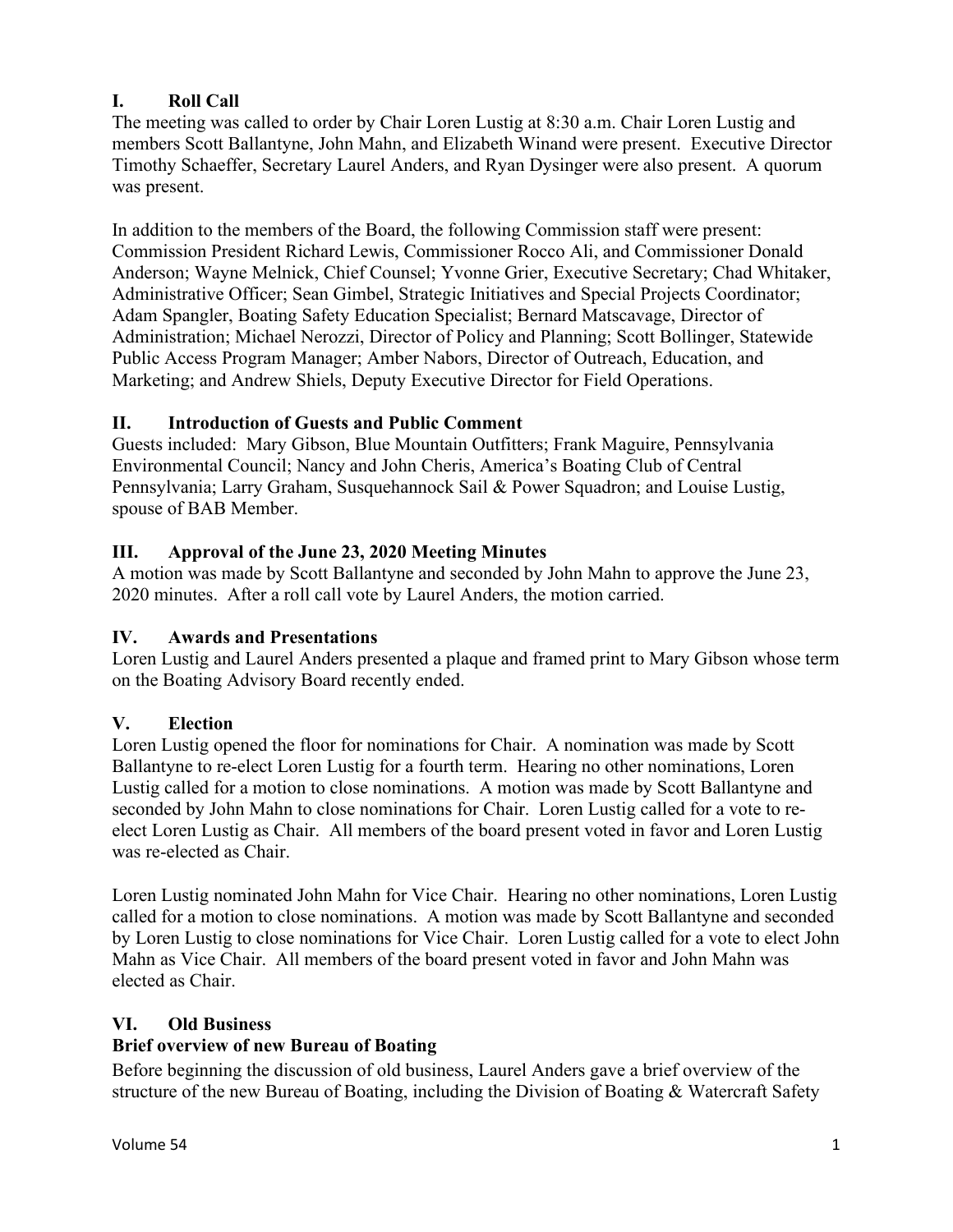## I. Roll Call

The meeting was called to order by Chair Loren Lustig at 8:30 a.m. Chair Loren Lustig and members Scott Ballantyne, John Mahn, and Elizabeth Winand were present. Executive Director Timothy Schaeffer, Secretary Laurel Anders, and Ryan Dysinger were also present. A quorum was present.

In addition to the members of the Board, the following Commission staff were present: Commission President Richard Lewis, Commissioner Rocco Ali, and Commissioner Donald Anderson; Wayne Melnick, Chief Counsel; Yvonne Grier, Executive Secretary; Chad Whitaker, Administrative Officer; Sean Gimbel, Strategic Initiatives and Special Projects Coordinator; Adam Spangler, Boating Safety Education Specialist; Bernard Matscavage, Director of Administration; Michael Nerozzi, Director of Policy and Planning; Scott Bollinger, Statewide Public Access Program Manager; Amber Nabors, Director of Outreach, Education, and Marketing; and Andrew Shiels, Deputy Executive Director for Field Operations.

## II. Introduction of Guests and Public Comment

Guests included: Mary Gibson, Blue Mountain Outfitters; Frank Maguire, Pennsylvania Environmental Council; Nancy and John Cheris, America's Boating Club of Central Pennsylvania; Larry Graham, Susquehannock Sail & Power Squadron; and Louise Lustig, spouse of BAB Member.

## III. Approval of the June 23, 2020 Meeting Minutes

A motion was made by Scott Ballantyne and seconded by John Mahn to approve the June 23, 2020 minutes. After a roll call vote by Laurel Anders, the motion carried.

## IV. Awards and Presentations

Loren Lustig and Laurel Anders presented a plaque and framed print to Mary Gibson whose term on the Boating Advisory Board recently ended.

## V. Election

Loren Lustig opened the floor for nominations for Chair. A nomination was made by Scott Ballantyne to re-elect Loren Lustig for a fourth term. Hearing no other nominations, Loren Lustig called for a motion to close nominations. A motion was made by Scott Ballantyne and seconded by John Mahn to close nominations for Chair. Loren Lustig called for a vote to re-elect Loren Lustig as Chair. All members of the board present voted in favor and Loren Lustig was re-elected as Chair.

Loren Lustig nominated John Mahn for Vice Chair. Hearing no other nominations, Loren Lustig called for a motion to close nominations. A motion was made by Scott Ballantyne and seconded by Loren Lustig to close nominations for Vice Chair. Loren Lustig called for a vote to elect John Mahn as Vice Chair. All members of the board present voted in favor and John Mahn was elected as Chair.

## VI. Old Business

### Brief overview of new Bureau of Boating

Before beginning the discussion of old business, Laurel Anders gave a brief overview of the structure of the new Bureau of Boating, including the Division of Boating & Watercraft Safety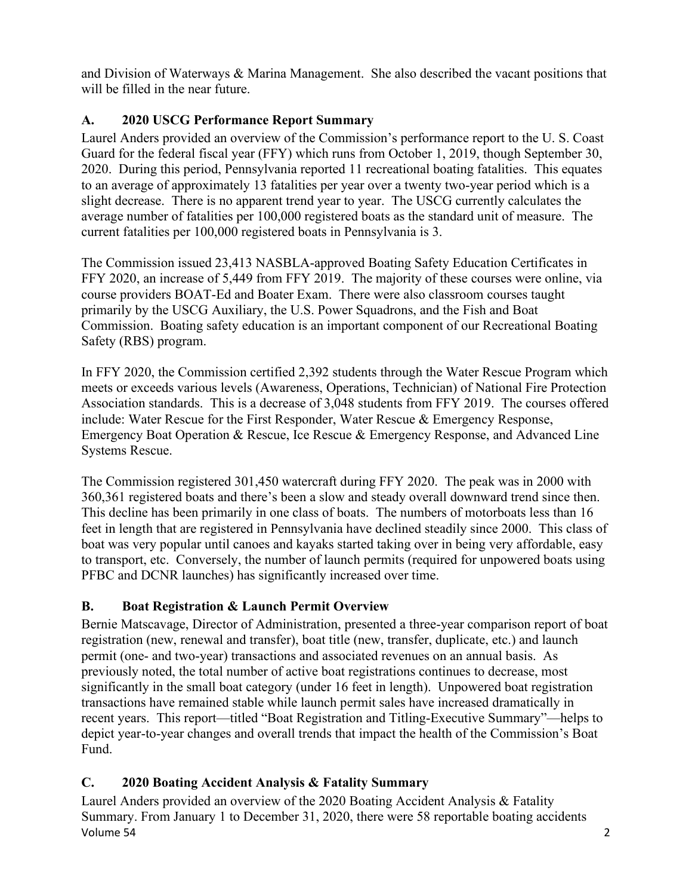and Division of Waterways & Marina Management. She also described the vacant positions that will be filled in the near future.

### A. 2020 USCG Performance Report Summary

Laurel Anders provided an overview of the Commission's performance report to the U. S. Coast Guard for the federal fiscal year (FFY) which runs from October 1, 2019, though September 30, 2020. During this period, Pennsylvania reported 11 recreational boating fatalities. This equates to an average of approximately 13 fatalities per year over a twenty two-year period which is a slight decrease. There is no apparent trend year to year. The USCG currently calculates the average number of fatalities per 100,000 registered boats as the standard unit of measure. The current fatalities per 100,000 registered boats in Pennsylvania is 3.

The Commission issued 23,413 NASBLA-approved Boating Safety Education Certificates in FFY 2020, an increase of 5,449 from FFY 2019. The majority of these courses were online, via course providers BOAT-Ed and Boater Exam. There were also classroom courses taught primarily by the USCG Auxiliary, the U.S. Power Squadrons, and the Fish and Boat Commission. Boating safety education is an important component of our Recreational Boating Safety (RBS) program.

In FFY 2020, the Commission certified 2,392 students through the Water Rescue Program which meets or exceeds various levels (Awareness, Operations, Technician) of National Fire Protection Association standards. This is a decrease of 3,048 students from FFY 2019. The courses offered include: Water Rescue for the First Responder, Water Rescue & Emergency Response, Emergency Boat Operation & Rescue, Ice Rescue & Emergency Response, and Advanced Line Systems Rescue.

The Commission registered 301,450 watercraft during FFY 2020. The peak was in 2000 with 360,361 registered boats and there's been a slow and steady overall downward trend since then. This decline has been primarily in one class of boats. The numbers of motorboats less than 16 feet in length that are registered in Pennsylvania have declined steadily since 2000. This class of boat was very popular until canoes and kayaks started taking over in being very affordable, easy to transport, etc. Conversely, the number of launch permits (required for unpowered boats using PFBC and DCNR launches) has significantly increased over time.

### B. Boat Registration & Launch Permit Overview

Bernie Matscavage, Director of Administration, presented a three-year comparison report of boat registration (new, renewal and transfer), boat title (new, transfer, duplicate, etc.) and launch permit (one- and two-year) transactions and associated revenues on an annual basis. As previously noted, the total number of active boat registrations continues to decrease, most significantly in the small boat category (under 16 feet in length). Unpowered boat registration transactions have remained stable while launch permit sales have increased dramatically in recent years. This report—titled "Boat Registration and Titling-Executive Summary"—helps to depict year-to-year changes and overall trends that impact the health of the Commission's Boat Fund.

### C. 2020 Boating Accident Analysis & Fatality Summary

Laurel Anders provided an overview of the 2020 Boating Accident Analysis & Fatality Summary. From January 1 to December 31, 2020, there were 58 reportable boating accidents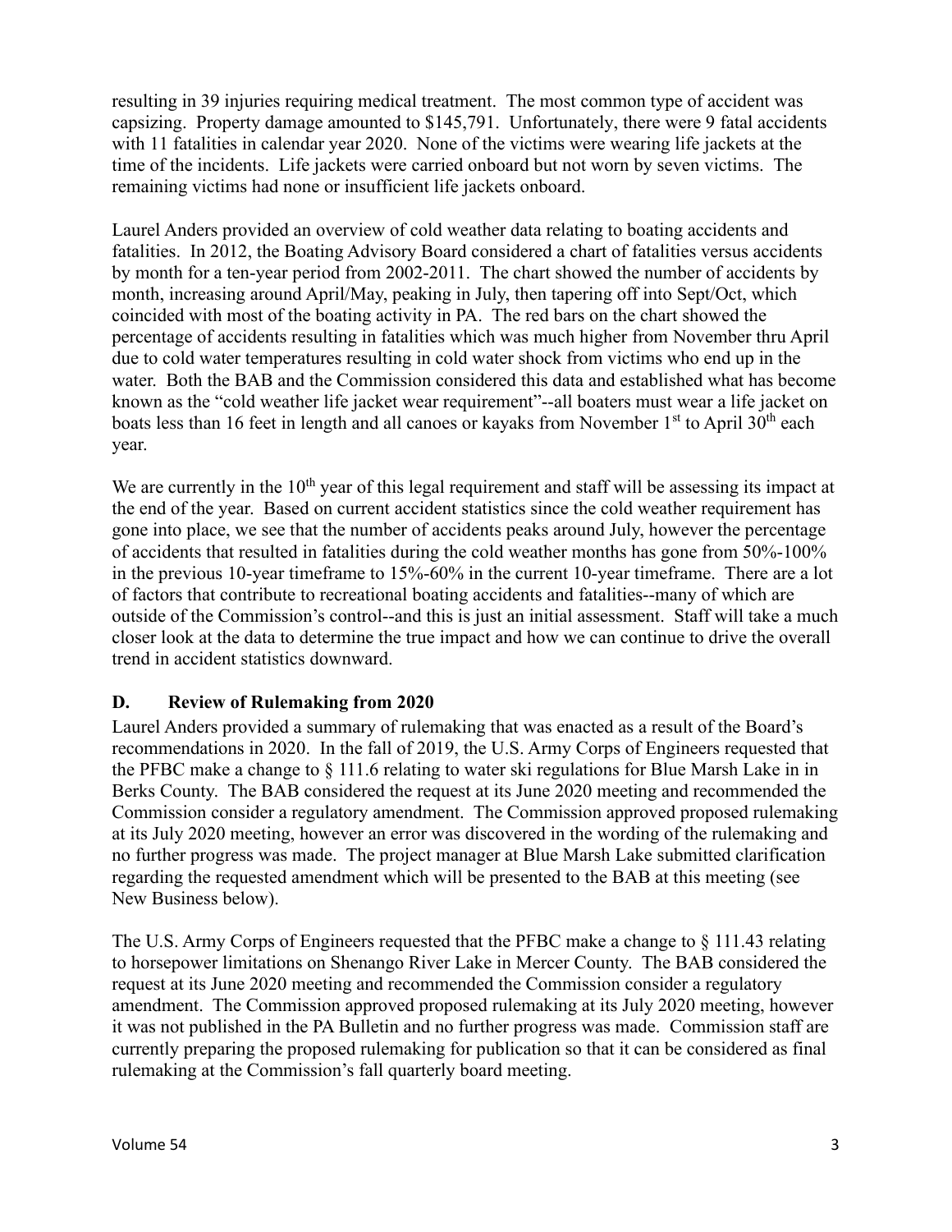resulting in 39 injuries requiring medical treatment. The most common type of accident was capsizing. Property damage amounted to $145,791. Unfortunately, there were 9 fatal accidents with 11 fatalities in calendar year 2020. None of the victims were wearing life jackets at the time of the incidents. Life jackets were carried onboard but not worn by seven victims. The remaining victims had none or insufficient life jackets onboard.

Laurel Anders provided an overview of cold weather data relating to boating accidents and fatalities. In 2012, the Boating Advisory Board considered a chart of fatalities versus accidents by month for a ten-year period from 2002-2011. The chart showed the number of accidents by month, increasing around April/May, peaking in July, then tapering off into Sept/Oct, which coincided with most of the boating activity in PA. The red bars on the chart showed the percentage of accidents resulting in fatalities which was much higher from November thru April due to cold water temperatures resulting in cold water shock from victims who end up in the water. Both the BAB and the Commission considered this data and established what has become known as the "cold weather life jacket wear requirement"--all boaters must wear a life jacket on boats less than 16 feet in length and all canoes or kayaks from November 1st to April 30th each year.

We are currently in the 10th year of this legal requirement and staff will be assessing its impact at the end of the year. Based on current accident statistics since the cold weather requirement has gone into place, we see that the number of accidents peaks around July, however the percentage of accidents that resulted in fatalities during the cold weather months has gone from 50%-100% in the previous 10-year timeframe to 15%-60% in the current 10-year timeframe. There are a lot of factors that contribute to recreational boating accidents and fatalities--many of which are outside of the Commission's control--and this is just an initial assessment. Staff will take a much closer look at the data to determine the true impact and how we can continue to drive the overall trend in accident statistics downward.

### D. Review of Rulemaking from 2020

Laurel Anders provided a summary of rulemaking that was enacted as a result of the Board's recommendations in 2020. In the fall of 2019, the U.S. Army Corps of Engineers requested that the PFBC make a change to § 111.6 relating to water ski regulations for Blue Marsh Lake in in Berks County. The BAB considered the request at its June 2020 meeting and recommended the Commission consider a regulatory amendment. The Commission approved proposed rulemaking at its July 2020 meeting, however an error was discovered in the wording of the rulemaking and no further progress was made. The project manager at Blue Marsh Lake submitted clarification regarding the requested amendment which will be presented to the BAB at this meeting (see New Business below).

The U.S. Army Corps of Engineers requested that the PFBC make a change to § 111.43 relating to horsepower limitations on Shenango River Lake in Mercer County. The BAB considered the request at its June 2020 meeting and recommended the Commission consider a regulatory amendment. The Commission approved proposed rulemaking at its July 2020 meeting, however it was not published in the PA Bulletin and no further progress was made. Commission staff are currently preparing the proposed rulemaking for publication so that it can be considered as final rulemaking at the Commission's fall quarterly board meeting.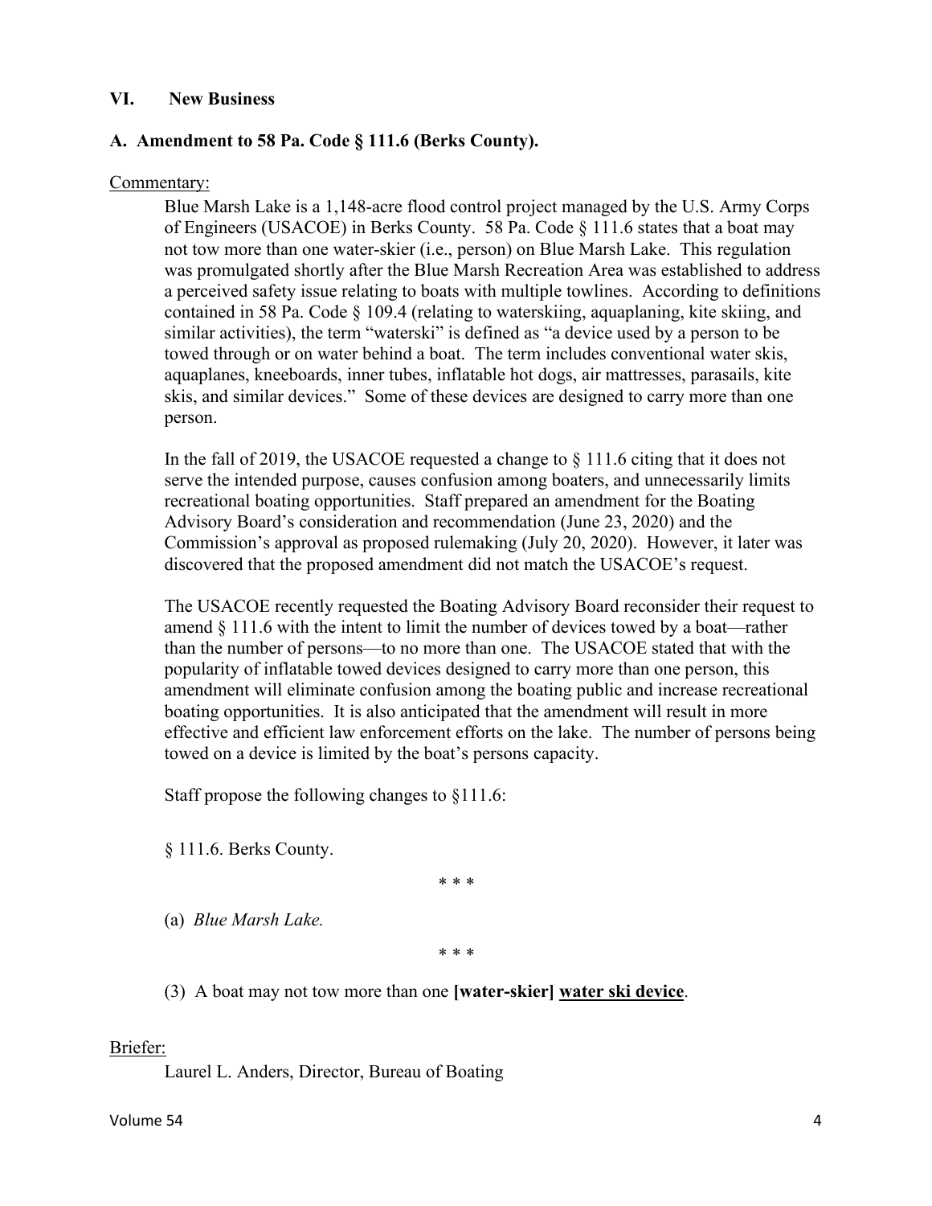## VI. New Business

### A. Amendment to 58 Pa. Code § 111.6 (Berks County).

Commentary:

Blue Marsh Lake is a 1,148-acre flood control project managed by the U.S. Army Corps of Engineers (USACOE) in Berks County. 58 Pa. Code § 111.6 states that a boat may not tow more than one water-skier (i.e., person) on Blue Marsh Lake. This regulation was promulgated shortly after the Blue Marsh Recreation Area was established to address a perceived safety issue relating to boats with multiple towlines. According to definitions contained in 58 Pa. Code § 109.4 (relating to waterskiing, aquaplaning, kite skiing, and similar activities), the term "waterski" is defined as "a device used by a person to be towed through or on water behind a boat. The term includes conventional water skis, aquaplanes, kneeboards, inner tubes, inflatable hot dogs, air mattresses, parasails, kite skis, and similar devices." Some of these devices are designed to carry more than one person.

In the fall of 2019, the USACOE requested a change to § 111.6 citing that it does not serve the intended purpose, causes confusion among boaters, and unnecessarily limits recreational boating opportunities. Staff prepared an amendment for the Boating Advisory Board's consideration and recommendation (June 23, 2020) and the Commission's approval as proposed rulemaking (July 20, 2020). However, it later was discovered that the proposed amendment did not match the USACOE's request.

The USACOE recently requested the Boating Advisory Board reconsider their request to amend § 111.6 with the intent to limit the number of devices towed by a boat—rather than the number of persons—to no more than one. The USACOE stated that with the popularity of inflatable towed devices designed to carry more than one person, this amendment will eliminate confusion among the boating public and increase recreational boating opportunities. It is also anticipated that the amendment will result in more effective and efficient law enforcement efforts on the lake. The number of persons being towed on a device is limited by the boat's persons capacity.

Staff propose the following changes to §111.6:

§ 111.6. Berks County.

\* \* \*

(a) *Blue Marsh Lake.*

\* \* \*

(3) A boat may not tow more than one **[water-skier]** **<u>water ski device</u>**.

Briefer:

Laurel L. Anders, Director, Bureau of Boating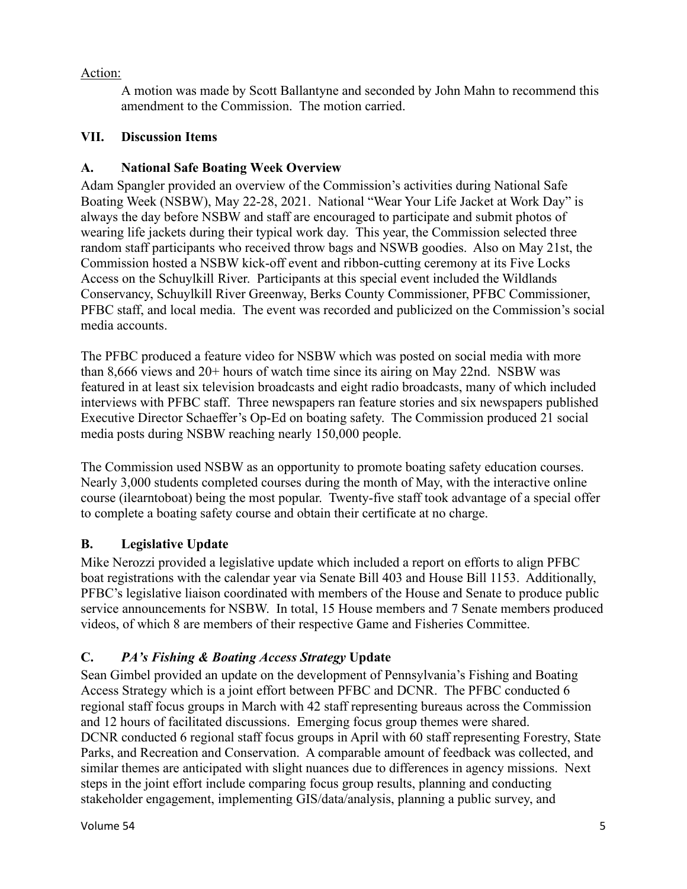Action:

A motion was made by Scott Ballantyne and seconded by John Mahn to recommend this amendment to the Commission. The motion carried.

## VII. Discussion Items

### A. National Safe Boating Week Overview

Adam Spangler provided an overview of the Commission's activities during National Safe Boating Week (NSBW), May 22-28, 2021. National "Wear Your Life Jacket at Work Day" is always the day before NSBW and staff are encouraged to participate and submit photos of wearing life jackets during their typical work day. This year, the Commission selected three random staff participants who received throw bags and NSWB goodies. Also on May 21st, the Commission hosted a NSBW kick-off event and ribbon-cutting ceremony at its Five Locks Access on the Schuylkill River. Participants at this special event included the Wildlands Conservancy, Schuylkill River Greenway, Berks County Commissioner, PFBC Commissioner, PFBC staff, and local media. The event was recorded and publicized on the Commission's social media accounts.

The PFBC produced a feature video for NSBW which was posted on social media with more than 8,666 views and 20+ hours of watch time since its airing on May 22nd. NSBW was featured in at least six television broadcasts and eight radio broadcasts, many of which included interviews with PFBC staff. Three newspapers ran feature stories and six newspapers published Executive Director Schaeffer's Op-Ed on boating safety. The Commission produced 21 social media posts during NSBW reaching nearly 150,000 people.

The Commission used NSBW as an opportunity to promote boating safety education courses. Nearly 3,000 students completed courses during the month of May, with the interactive online course (ilearntoboat) being the most popular. Twenty-five staff took advantage of a special offer to complete a boating safety course and obtain their certificate at no charge.

### B. Legislative Update

Mike Nerozzi provided a legislative update which included a report on efforts to align PFBC boat registrations with the calendar year via Senate Bill 403 and House Bill 1153. Additionally, PFBC's legislative liaison coordinated with members of the House and Senate to produce public service announcements for NSBW. In total, 15 House members and 7 Senate members produced videos, of which 8 are members of their respective Game and Fisheries Committee.

### C. *PA's Fishing & Boating Access Strategy* Update

Sean Gimbel provided an update on the development of Pennsylvania's Fishing and Boating Access Strategy which is a joint effort between PFBC and DCNR. The PFBC conducted 6 regional staff focus groups in March with 42 staff representing bureaus across the Commission and 12 hours of facilitated discussions. Emerging focus group themes were shared. DCNR conducted 6 regional staff focus groups in April with 60 staff representing Forestry, State Parks, and Recreation and Conservation. A comparable amount of feedback was collected, and similar themes are anticipated with slight nuances due to differences in agency missions. Next steps in the joint effort include comparing focus group results, planning and conducting stakeholder engagement, implementing GIS/data/analysis, planning a public survey, and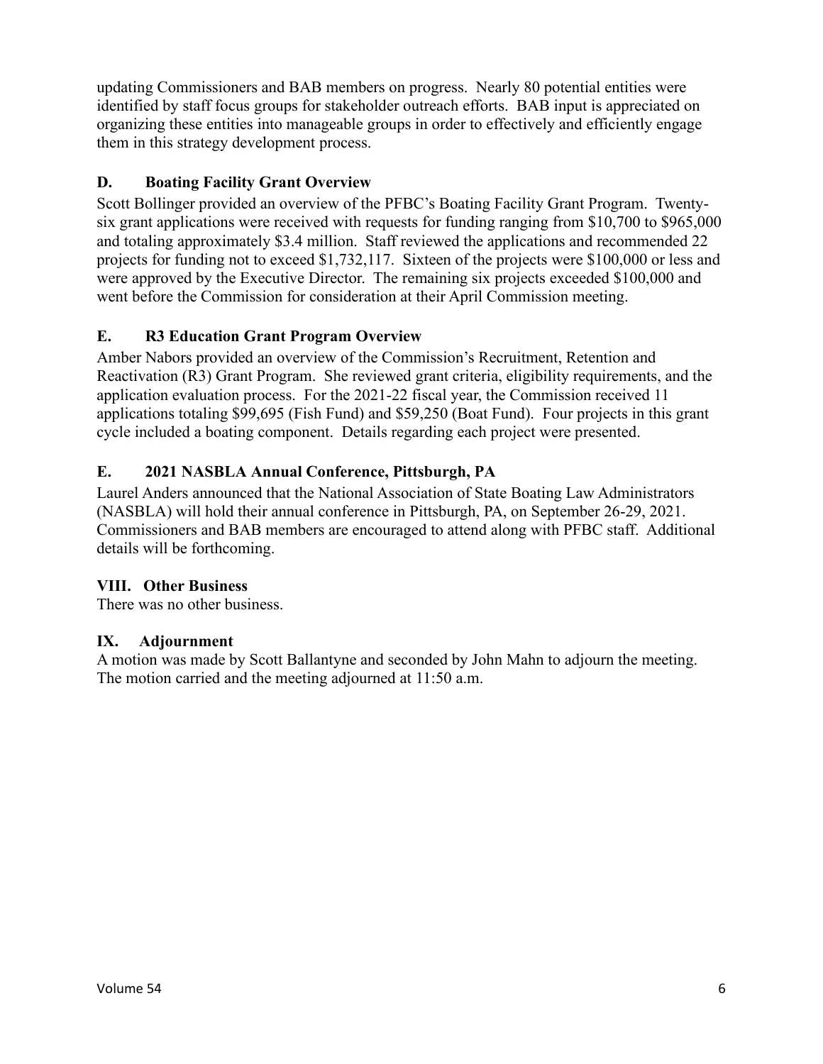updating Commissioners and BAB members on progress. Nearly 80 potential entities were identified by staff focus groups for stakeholder outreach efforts. BAB input is appreciated on organizing these entities into manageable groups in order to effectively and efficiently engage them in this strategy development process.

### D. Boating Facility Grant Overview

Scott Bollinger provided an overview of the PFBC's Boating Facility Grant Program. Twenty-six grant applications were received with requests for funding ranging from $10,700 to $965,000 and totaling approximately $3.4 million. Staff reviewed the applications and recommended 22 projects for funding not to exceed $1,732,117. Sixteen of the projects were $100,000 or less and were approved by the Executive Director. The remaining six projects exceeded $100,000 and went before the Commission for consideration at their April Commission meeting.

### E. R3 Education Grant Program Overview

Amber Nabors provided an overview of the Commission's Recruitment, Retention and Reactivation (R3) Grant Program. She reviewed grant criteria, eligibility requirements, and the application evaluation process. For the 2021-22 fiscal year, the Commission received 11 applications totaling $99,695 (Fish Fund) and $59,250 (Boat Fund). Four projects in this grant cycle included a boating component. Details regarding each project were presented.

### E. 2021 NASBLA Annual Conference, Pittsburgh, PA

Laurel Anders announced that the National Association of State Boating Law Administrators (NASBLA) will hold their annual conference in Pittsburgh, PA, on September 26-29, 2021. Commissioners and BAB members are encouraged to attend along with PFBC staff. Additional details will be forthcoming.

## VIII. Other Business

There was no other business.

## IX. Adjournment

A motion was made by Scott Ballantyne and seconded by John Mahn to adjourn the meeting. The motion carried and the meeting adjourned at 11:50 a.m.